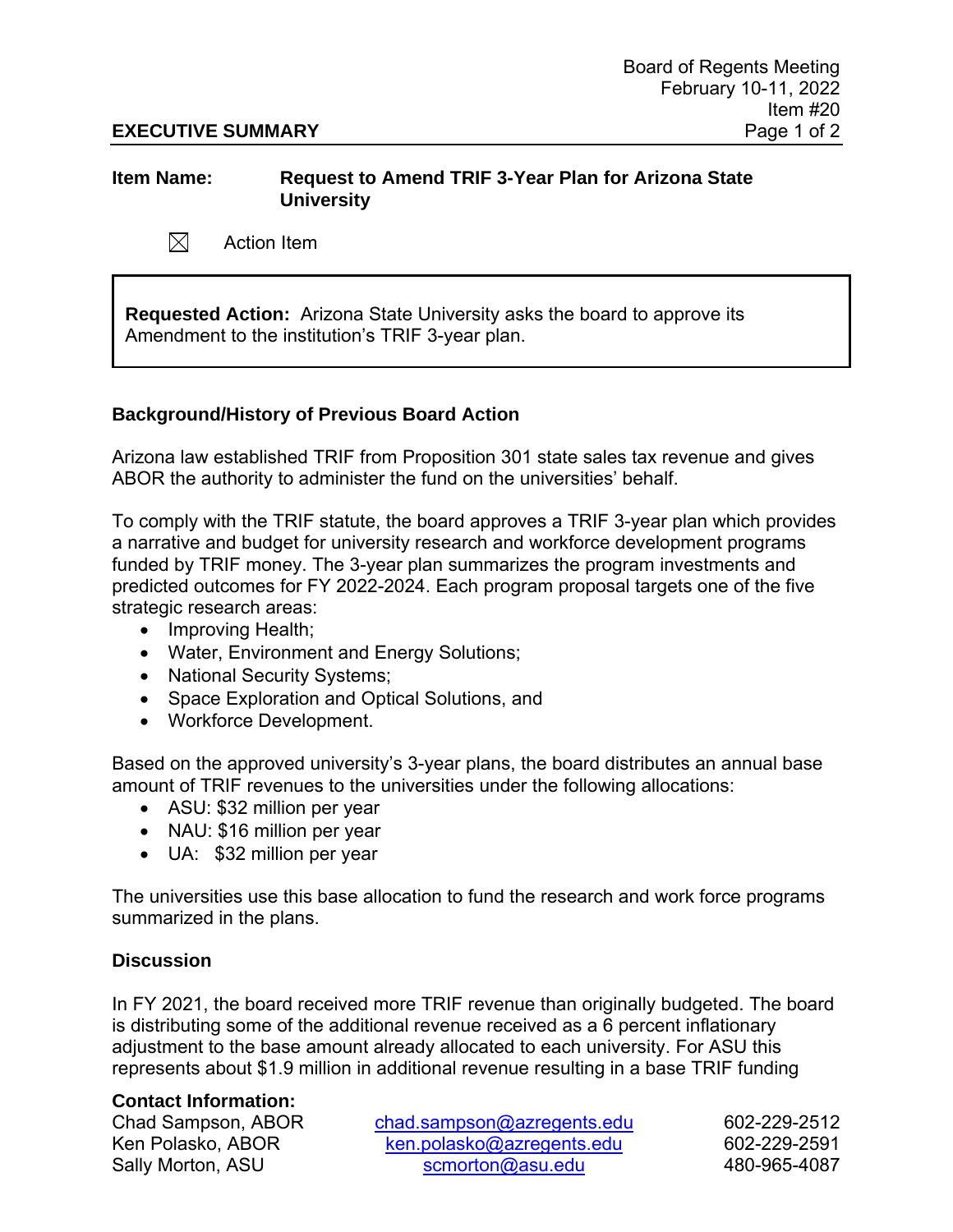Board of Regents Meeting
February 10-11, 2022
Item #20

**EXECUTIVE SUMMARY**

**Item Name:** **Request to Amend TRIF 3-Year Plan for Arizona State University**

☒ Action Item

**Requested Action:** Arizona State University asks the board to approve its Amendment to the institution's TRIF 3-year plan.

### Background/History of Previous Board Action

Arizona law established TRIF from Proposition 301 state sales tax revenue and gives ABOR the authority to administer the fund on the universities' behalf.

To comply with the TRIF statute, the board approves a TRIF 3-year plan which provides a narrative and budget for university research and workforce development programs funded by TRIF money. The 3-year plan summarizes the program investments and predicted outcomes for FY 2022-2024. Each program proposal targets one of the five strategic research areas:

- Improving Health;
- Water, Environment and Energy Solutions;
- National Security Systems;
- Space Exploration and Optical Solutions, and
- Workforce Development.

Based on the approved university's 3-year plans, the board distributes an annual base amount of TRIF revenues to the universities under the following allocations:

- ASU: $32 million per year
- NAU: $16 million per year
- UA: $32 million per year

The universities use this base allocation to fund the research and work force programs summarized in the plans.

### Discussion

In FY 2021, the board received more TRIF revenue than originally budgeted. The board is distributing some of the additional revenue received as a 6 percent inflationary adjustment to the base amount already allocated to each university. For ASU this represents about $1.9 million in additional revenue resulting in a base TRIF funding

**Contact Information:**

| | | |
|---|---|---|
| Chad Sampson, ABOR | chad.sampson@azregents.edu | 602-229-2512 |
| Ken Polasko, ABOR | ken.polasko@azregents.edu | 602-229-2591 |
| Sally Morton, ASU | scmorton@asu.edu | 480-965-4087 |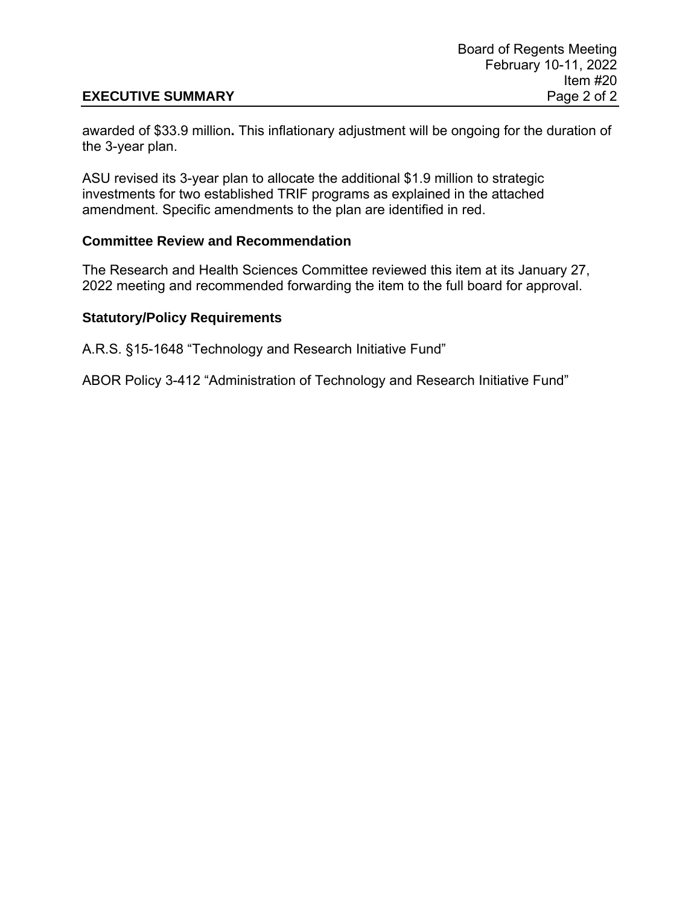awarded of $33.9 million**.** This inflationary adjustment will be ongoing for the duration of the 3-year plan.

ASU revised its 3-year plan to allocate the additional $1.9 million to strategic investments for two established TRIF programs as explained in the attached amendment. Specific amendments to the plan are identified in red.

### Committee Review and Recommendation

The Research and Health Sciences Committee reviewed this item at its January 27, 2022 meeting and recommended forwarding the item to the full board for approval.

### Statutory/Policy Requirements

A.R.S. §15-1648 "Technology and Research Initiative Fund"

ABOR Policy 3-412 "Administration of Technology and Research Initiative Fund"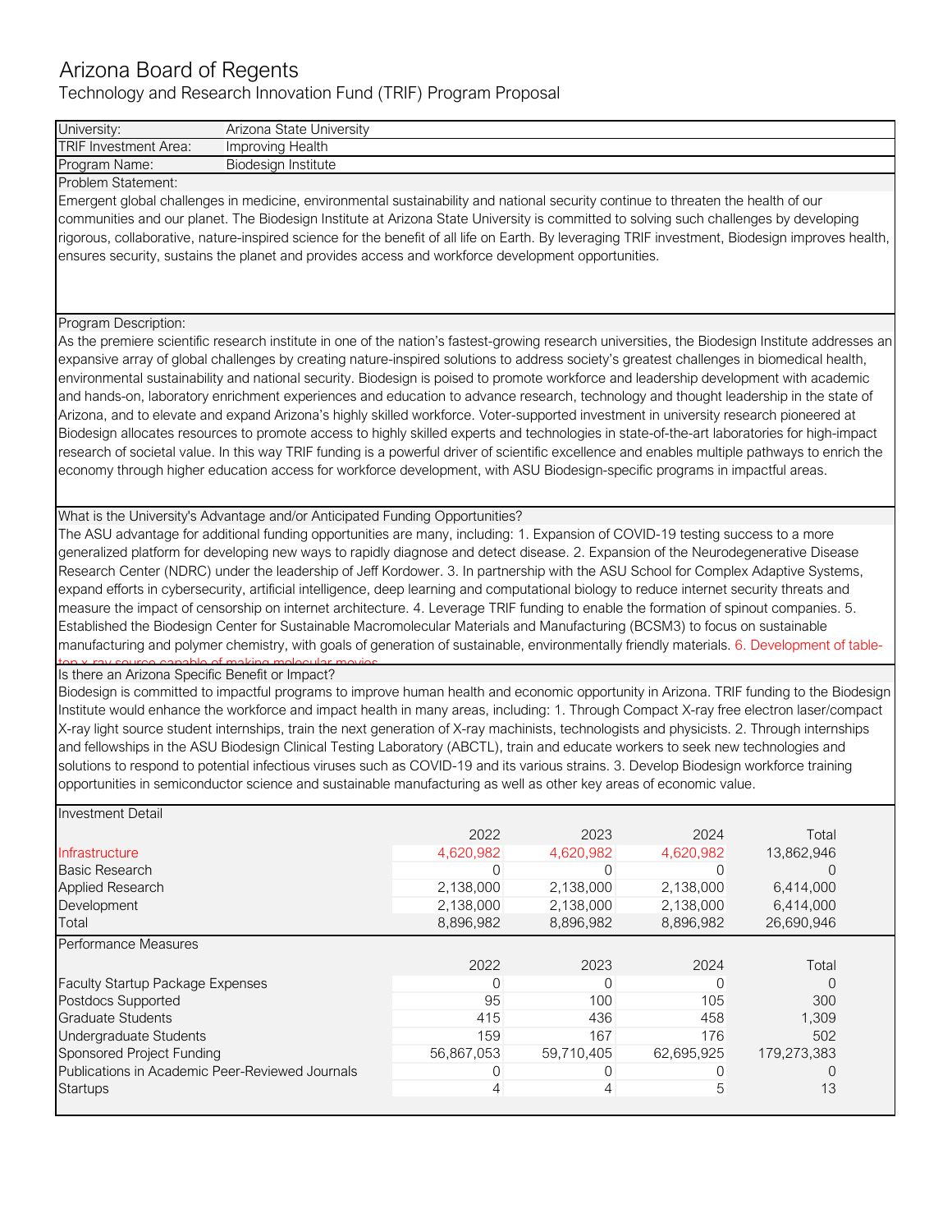# Arizona Board of Regents

## Technology and Research Innovation Fund (TRIF) Program Proposal

| | |
|---|---|
| University: | Arizona State University |
| TRIF Investment Area: | Improving Health |
| Program Name: | Biodesign Institute |

**Problem Statement:**

Emergent global challenges in medicine, environmental sustainability and national security continue to threaten the health of our communities and our planet. The Biodesign Institute at Arizona State University is committed to solving such challenges by developing rigorous, collaborative, nature-inspired science for the benefit of all life on Earth. By leveraging TRIF investment, Biodesign improves health, ensures security, sustains the planet and provides access and workforce development opportunities.

**Program Description:**

As the premiere scientific research institute in one of the nation's fastest-growing research universities, the Biodesign Institute addresses an expansive array of global challenges by creating nature-inspired solutions to address society's greatest challenges in biomedical health, environmental sustainability and national security. Biodesign is poised to promote workforce and leadership development with academic and hands-on, laboratory enrichment experiences and education to advance research, technology and thought leadership in the state of Arizona, and to elevate and expand Arizona's highly skilled workforce. Voter-supported investment in university research pioneered at Biodesign allocates resources to promote access to highly skilled experts and technologies in state-of-the-art laboratories for high-impact research of societal value. In this way TRIF funding is a powerful driver of scientific excellence and enables multiple pathways to enrich the economy through higher education access for workforce development, with ASU Biodesign-specific programs in impactful areas.

**What is the University's Advantage and/or Anticipated Funding Opportunities?**

The ASU advantage for additional funding opportunities are many, including: 1. Expansion of COVID-19 testing success to a more generalized platform for developing new ways to rapidly diagnose and detect disease. 2. Expansion of the Neurodegenerative Disease Research Center (NDRC) under the leadership of Jeff Kordower. 3. In partnership with the ASU School for Complex Adaptive Systems, expand efforts in cybersecurity, artificial intelligence, deep learning and computational biology to reduce internet security threats and measure the impact of censorship on internet architecture. 4. Leverage TRIF funding to enable the formation of spinout companies. 5. Established the Biodesign Center for Sustainable Macromolecular Materials and Manufacturing (BCSM3) to focus on sustainable manufacturing and polymer chemistry, with goals of generation of sustainable, environmentally friendly materials. 6. Development of table-top x-ray source capable of making molecular movies.

**Is there an Arizona Specific Benefit or Impact?**

Biodesign is committed to impactful programs to improve human health and economic opportunity in Arizona. TRIF funding to the Biodesign Institute would enhance the workforce and impact health in many areas, including: 1. Through Compact X-ray free electron laser/compact X-ray light source student internships, train the next generation of X-ray machinists, technologists and physicists. 2. Through internships and fellowships in the ASU Biodesign Clinical Testing Laboratory (ABCTL), train and educate workers to seek new technologies and solutions to respond to potential infectious viruses such as COVID-19 and its various strains. 3. Develop Biodesign workforce training opportunities in semiconductor science and sustainable manufacturing as well as other key areas of economic value.

**Investment Detail**

| | 2022 | 2023 | 2024 | Total |
|---|---|---|---|---|
| Infrastructure | 4,620,982 | 4,620,982 | 4,620,982 | 13,862,946 |
| Basic Research | 0 | 0 | 0 | 0 |
| Applied Research | 2,138,000 | 2,138,000 | 2,138,000 | 6,414,000 |
| Development | 2,138,000 | 2,138,000 | 2,138,000 | 6,414,000 |
| Total | 8,896,982 | 8,896,982 | 8,896,982 | 26,690,946 |

**Performance Measures**

| | 2022 | 2023 | 2024 | Total |
|---|---|---|---|---|
| Faculty Startup Package Expenses | 0 | 0 | 0 | 0 |
| Postdocs Supported | 95 | 100 | 105 | 300 |
| Graduate Students | 415 | 436 | 458 | 1,309 |
| Undergraduate Students | 159 | 167 | 176 | 502 |
| Sponsored Project Funding | 56,867,053 | 59,710,405 | 62,695,925 | 179,273,383 |
| Publications in Academic Peer-Reviewed Journals | 0 | 0 | 0 | 0 |
| Startups | 4 | 4 | 5 | 13 |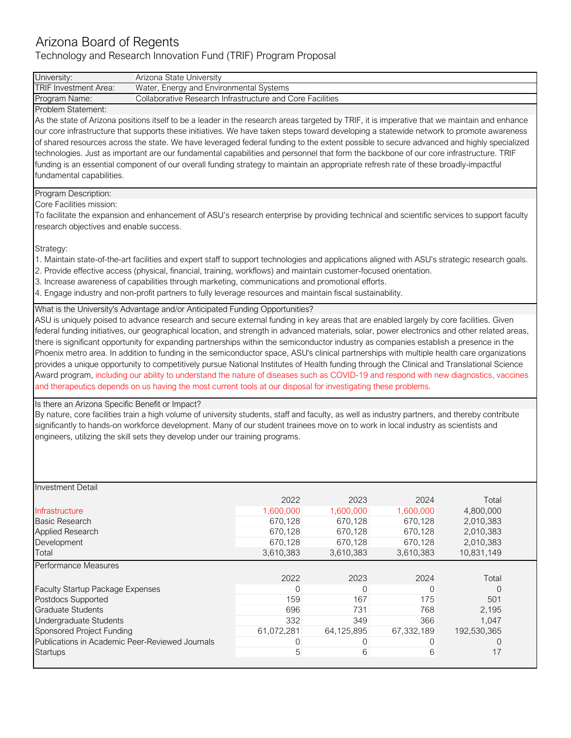# Arizona Board of Regents

## Technology and Research Innovation Fund (TRIF) Program Proposal

| | |
|---|---|
| University: | Arizona State University |
| TRIF Investment Area: | Water, Energy and Environmental Systems |
| Program Name: | Collaborative Research Infrastructure and Core Facilities |

**Problem Statement:**

As the state of Arizona positions itself to be a leader in the research areas targeted by TRIF, it is imperative that we maintain and enhance our core infrastructure that supports these initiatives. We have taken steps toward developing a statewide network to promote awareness of shared resources across the state. We have leveraged federal funding to the extent possible to secure advanced and highly specialized technologies. Just as important are our fundamental capabilities and personnel that form the backbone of our core infrastructure. TRIF funding is an essential component of our overall funding strategy to maintain an appropriate refresh rate of these broadly-impactful fundamental capabilities.

**Program Description:**

Core Facilities mission:

To facilitate the expansion and enhancement of ASU's research enterprise by providing technical and scientific services to support faculty research objectives and enable success.

Strategy:

1. Maintain state-of-the-art facilities and expert staff to support technologies and applications aligned with ASU's strategic research goals.
2. Provide effective access (physical, financial, training, workflows) and maintain customer-focused orientation.
3. Increase awareness of capabilities through marketing, communications and promotional efforts.
4. Engage industry and non-profit partners to fully leverage resources and maintain fiscal sustainability.

**What is the University's Advantage and/or Anticipated Funding Opportunities?**

ASU is uniquely poised to advance research and secure external funding in key areas that are enabled largely by core facilities. Given federal funding initiatives, our geographical location, and strength in advanced materials, solar, power electronics and other related areas, there is significant opportunity for expanding partnerships within the semiconductor industry as companies establish a presence in the Phoenix metro area. In addition to funding in the semiconductor space, ASU's clinical partnerships with multiple health care organizations provides a unique opportunity to competitively pursue National Institutes of Health funding through the Clinical and Translational Science Award program, including our ability to understand the nature of diseases such as COVID-19 and respond with new diagnostics, vaccines and therapeutics depends on us having the most current tools at our disposal for investigating these problems.

**Is there an Arizona Specific Benefit or Impact?**

By nature, core facilities train a high volume of university students, staff and faculty, as well as industry partners, and thereby contribute significantly to hands-on workforce development. Many of our student trainees move on to work in local industry as scientists and engineers, utilizing the skill sets they develop under our training programs.

**Investment Detail**

| | 2022 | 2023 | 2024 | Total |
|---|---|---|---|---|
| Infrastructure | 1,600,000 | 1,600,000 | 1,600,000 | 4,800,000 |
| Basic Research | 670,128 | 670,128 | 670,128 | 2,010,383 |
| Applied Research | 670,128 | 670,128 | 670,128 | 2,010,383 |
| Development | 670,128 | 670,128 | 670,128 | 2,010,383 |
| Total | 3,610,383 | 3,610,383 | 3,610,383 | 10,831,149 |

**Performance Measures**

| | 2022 | 2023 | 2024 | Total |
|---|---|---|---|---|
| Faculty Startup Package Expenses | 0 | 0 | 0 | 0 |
| Postdocs Supported | 159 | 167 | 175 | 501 |
| Graduate Students | 696 | 731 | 768 | 2,195 |
| Undergraduate Students | 332 | 349 | 366 | 1,047 |
| Sponsored Project Funding | 61,072,281 | 64,125,895 | 67,332,189 | 192,530,365 |
| Publications in Academic Peer-Reviewed Journals | 0 | 0 | 0 | 0 |
| Startups | 5 | 6 | 6 | 17 |